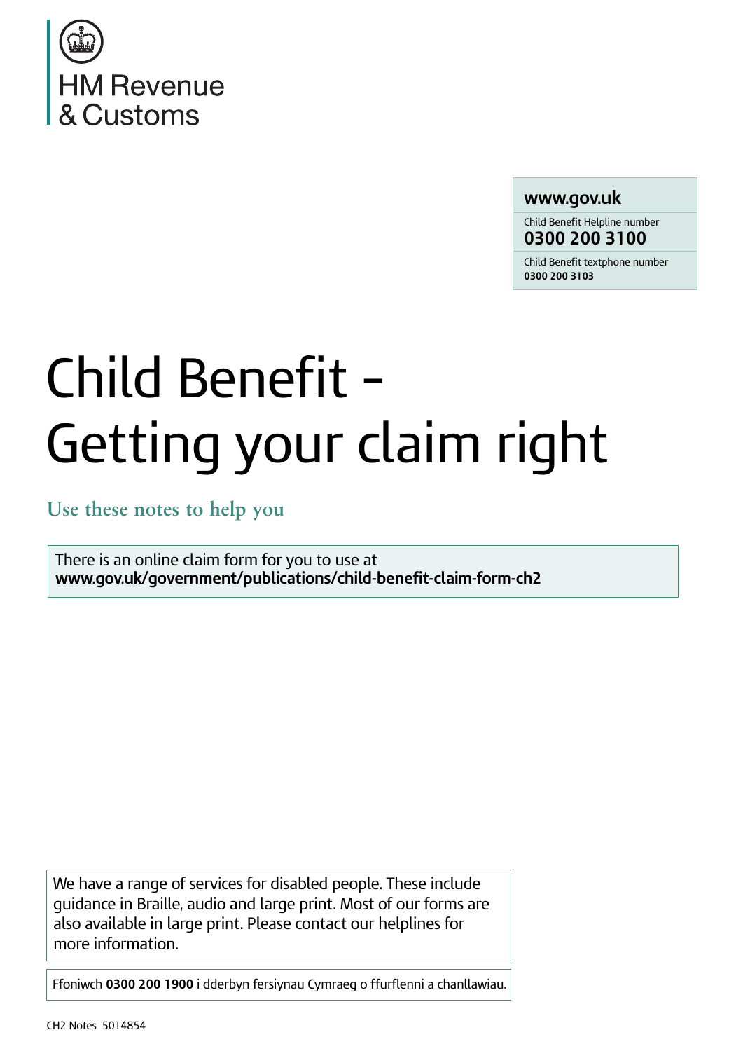HM Revenue & Customs

**www.gov.uk**

Child Benefit Helpline number
**0300 200 3100**

Child Benefit textphone number
**0300 200 3103**

# Child Benefit - Getting your claim right

## Use these notes to help you

There is an online claim form for you to use at
**www.gov.uk/government/publications/child-benefit-claim-form-ch2**

We have a range of services for disabled people. These include guidance in Braille, audio and large print. Most of our forms are also available in large print. Please contact our helplines for more information.

Ffoniwch **0300 200 1900** i dderbyn fersiynau Cymraeg o ffurflenni a chanllawiau.

CH2 Notes 5014854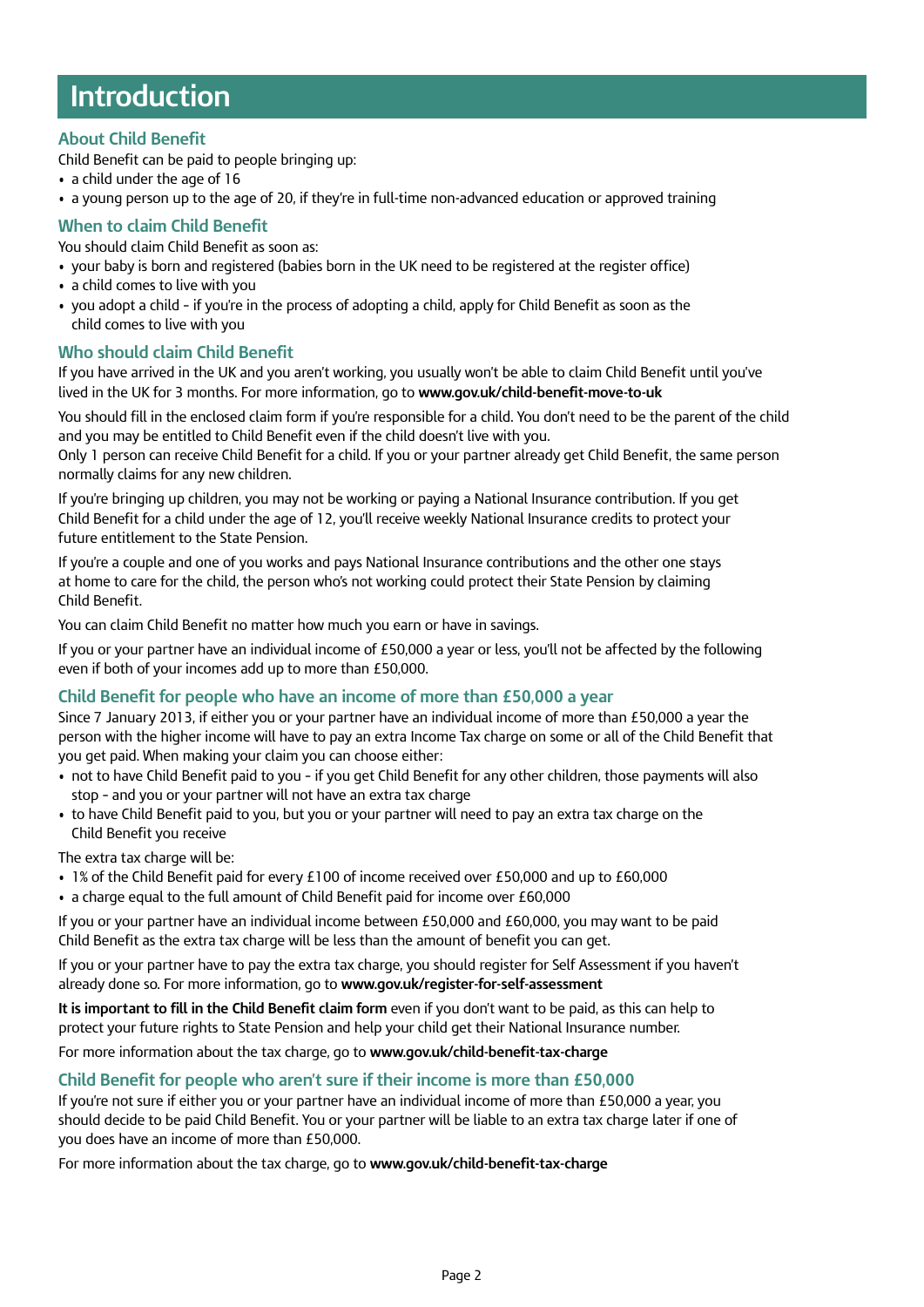# Introduction

## About Child Benefit

Child Benefit can be paid to people bringing up:

- a child under the age of 16
- a young person up to the age of 20, if they're in full-time non-advanced education or approved training

## When to claim Child Benefit

You should claim Child Benefit as soon as:

- your baby is born and registered (babies born in the UK need to be registered at the register office)
- a child comes to live with you
- you adopt a child - if you're in the process of adopting a child, apply for Child Benefit as soon as the child comes to live with you

## Who should claim Child Benefit

If you have arrived in the UK and you aren't working, you usually won't be able to claim Child Benefit until you've lived in the UK for 3 months. For more information, go to **www.gov.uk/child-benefit-move-to-uk**

You should fill in the enclosed claim form if you're responsible for a child. You don't need to be the parent of the child and you may be entitled to Child Benefit even if the child doesn't live with you.
Only 1 person can receive Child Benefit for a child. If you or your partner already get Child Benefit, the same person normally claims for any new children.

If you're bringing up children, you may not be working or paying a National Insurance contribution. If you get Child Benefit for a child under the age of 12, you'll receive weekly National Insurance credits to protect your future entitlement to the State Pension.

If you're a couple and one of you works and pays National Insurance contributions and the other one stays at home to care for the child, the person who's not working could protect their State Pension by claiming Child Benefit.

You can claim Child Benefit no matter how much you earn or have in savings.

If you or your partner have an individual income of £50,000 a year or less, you'll not be affected by the following even if both of your incomes add up to more than £50,000.

## Child Benefit for people who have an income of more than £50,000 a year

Since 7 January 2013, if either you or your partner have an individual income of more than £50,000 a year the person with the higher income will have to pay an extra Income Tax charge on some or all of the Child Benefit that you get paid. When making your claim you can choose either:

- not to have Child Benefit paid to you - if you get Child Benefit for any other children, those payments will also stop - and you or your partner will not have an extra tax charge
- to have Child Benefit paid to you, but you or your partner will need to pay an extra tax charge on the Child Benefit you receive

The extra tax charge will be:

- 1% of the Child Benefit paid for every £100 of income received over £50,000 and up to £60,000
- a charge equal to the full amount of Child Benefit paid for income over £60,000

If you or your partner have an individual income between £50,000 and £60,000, you may want to be paid Child Benefit as the extra tax charge will be less than the amount of benefit you can get.

If you or your partner have to pay the extra tax charge, you should register for Self Assessment if you haven't already done so. For more information, go to **www.gov.uk/register-for-self-assessment**

**It is important to fill in the Child Benefit claim form** even if you don't want to be paid, as this can help to protect your future rights to State Pension and help your child get their National Insurance number.

For more information about the tax charge, go to **www.gov.uk/child-benefit-tax-charge**

## Child Benefit for people who aren't sure if their income is more than £50,000

If you're not sure if either you or your partner have an individual income of more than £50,000 a year, you should decide to be paid Child Benefit. You or your partner will be liable to an extra tax charge later if one of you does have an income of more than £50,000.

For more information about the tax charge, go to **www.gov.uk/child-benefit-tax-charge**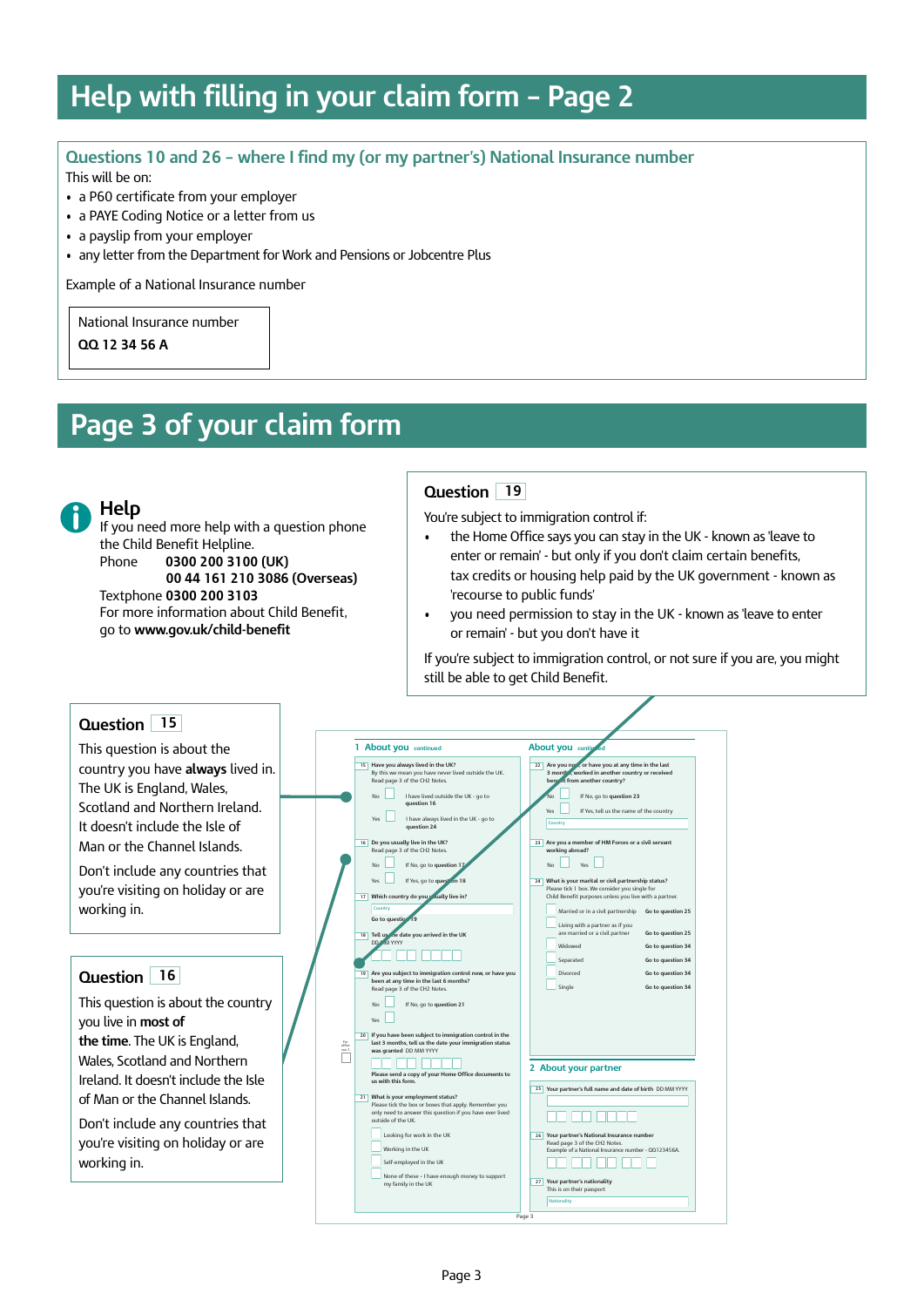# Help with filling in your claim form – Page 2

## Questions 10 and 26 – where I find my (or my partner's) National Insurance number

This will be on:

- a P60 certificate from your employer
- a PAYE Coding Notice or a letter from us
- a payslip from your employer
- any letter from the Department for Work and Pensions or Jobcentre Plus

Example of a National Insurance number

National Insurance number
**QQ 12 34 56 A**

# Page 3 of your claim form

## Help

If you need more help with a question phone the Child Benefit Helpline.

Phone **0300 200 3100 (UK)**
**00 44 161 210 3086 (Overseas)**

Textphone **0300 200 3103**

For more information about Child Benefit, go to **www.gov.uk/child-benefit**

## Question 19

You're subject to immigration control if:

- the Home Office says you can stay in the UK - known as 'leave to enter or remain' - but only if you don't claim certain benefits, tax credits or housing help paid by the UK government - known as 'recourse to public funds'
- you need permission to stay in the UK - known as 'leave to enter or remain' - but you don't have it

If you're subject to immigration control, or not sure if you are, you might still be able to get Child Benefit.

## Question 15

This question is about the country you have **always** lived in. The UK is England, Wales, Scotland and Northern Ireland. It doesn't include the Isle of Man or the Channel Islands.

Don't include any countries that you're visiting on holiday or are working in.

## Question 16

This question is about the country you live in **most of the time**. The UK is England, Wales, Scotland and Northern Ireland. It doesn't include the Isle of Man or the Channel Islands.

Don't include any countries that you're visiting on holiday or are working in.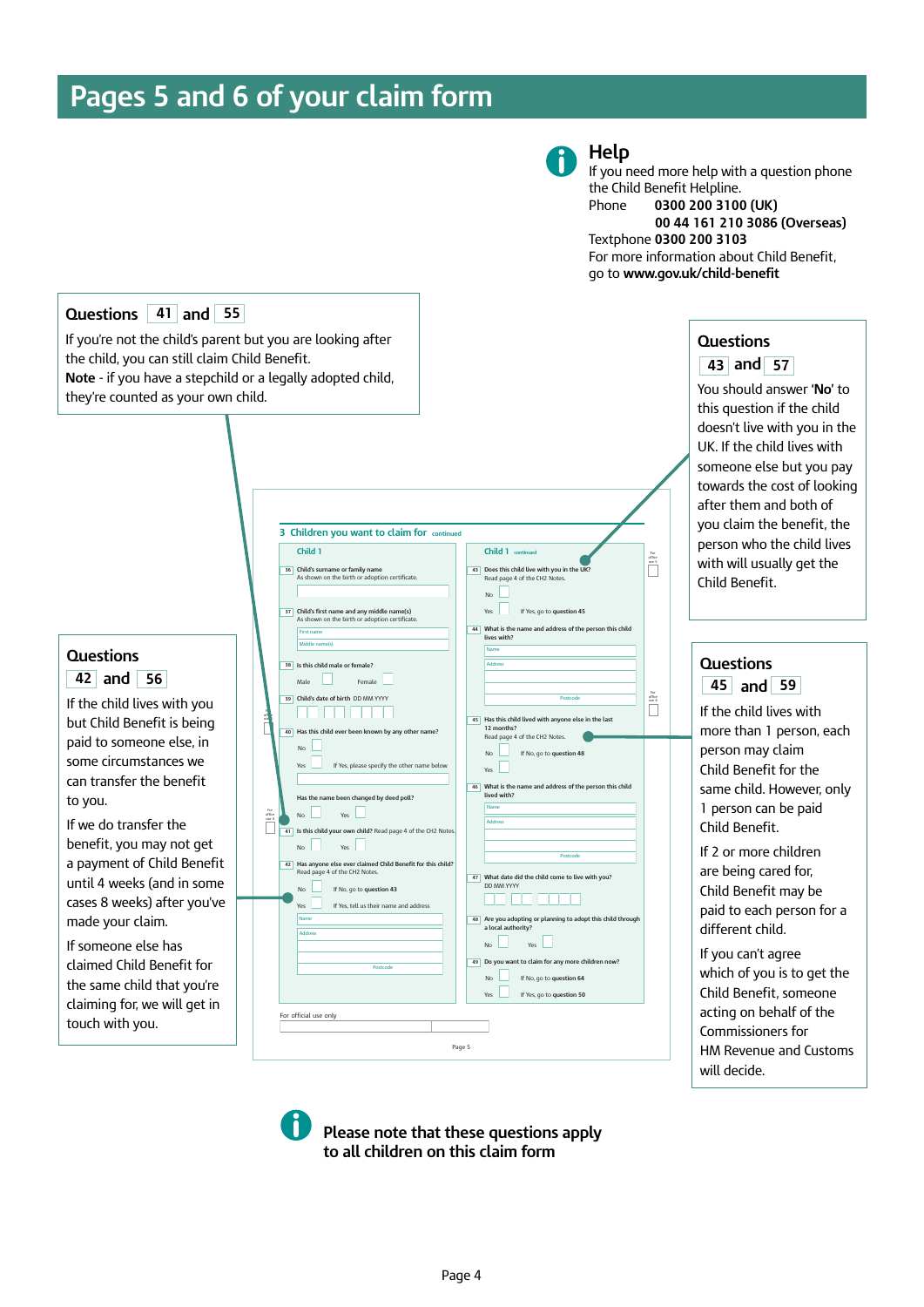# Pages 5 and 6 of your claim form

## Help

If you need more help with a question phone the Child Benefit Helpline.

Phone **0300 200 3100 (UK)**
**00 44 161 210 3086 (Overseas)**

Textphone **0300 200 3103**

For more information about Child Benefit, go to **www.gov.uk/child-benefit**

### Questions 41 and 55

If you're not the child's parent but you are looking after the child, you can still claim Child Benefit.

**Note** - if you have a stepchild or a legally adopted child, they're counted as your own child.

### Questions 43 and 57

You should answer '**No**' to this question if the child doesn't live with you in the UK. If the child lives with someone else but you pay towards the cost of looking after them and both of you claim the benefit, the person who the child lives with will usually get the Child Benefit.

### Questions 42 and 56

If the child lives with you but Child Benefit is being paid to someone else, in some circumstances we can transfer the benefit to you.

If we do transfer the benefit, we may not get a payment of Child Benefit until 4 weeks (and in some cases 8 weeks) after you've made your claim.

If someone else has claimed Child Benefit for the same child that you're claiming for, we will get in touch with you.

### Questions 45 and 59

If the child lives with more than 1 person, each person may claim Child Benefit for the same child. However, only 1 person can be paid Child Benefit.

If 2 or more children are being cared for, Child Benefit may be paid to each person for a different child.

If you can't agree which of you is to get the Child Benefit, someone acting on behalf of the Commissioners for HM Revenue and Customs will decide.

**Please note that these questions apply to all children on this claim form**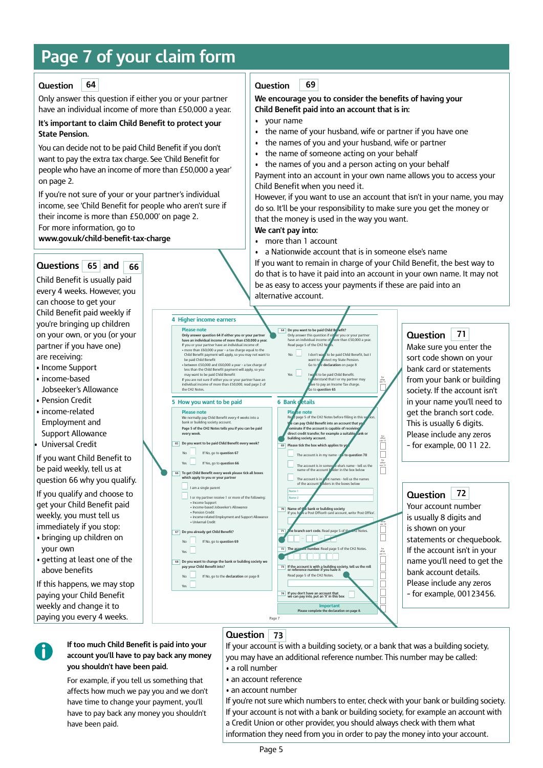# Page 7 of your claim form

## Question 64

Only answer this question if either you or your partner have an individual income of more than £50,000 a year.

**It's important to claim Child Benefit to protect your State Pension.**

You can decide not to be paid Child Benefit if you don't want to pay the extra tax charge. See 'Child Benefit for people who have an income of more than £50,000 a year' on page 2.

If you're not sure of your or your partner's individual income, see 'Child Benefit for people who aren't sure if their income is more than £50,000' on page 2.

For more information, go to **www.gov.uk/child-benefit-tax-charge**

## Questions 65 and 66

Child Benefit is usually paid every 4 weeks. However, you can choose to get your Child Benefit paid weekly if you're bringing up children on your own, or you (or your partner if you have one) are receiving:

- Income Support
- income-based Jobseeker's Allowance
- Pension Credit
- income-related Employment and Support Allowance
- Universal Credit

If you want Child Benefit to be paid weekly, tell us at question 66 why you qualify.

If you qualify and choose to get your Child Benefit paid weekly, you must tell us immediately if you stop:

- bringing up children on your own
- getting at least one of the above benefits

If this happens, we may stop paying your Child Benefit weekly and change it to paying you every 4 weeks.

## Question 69

**We encourage you to consider the benefits of having your Child Benefit paid into an account that is in:**

- your name
- the name of your husband, wife or partner if you have one
- the names of you and your husband, wife or partner
- the name of someone acting on your behalf
- the names of you and a person acting on your behalf

Payment into an account in your own name allows you to access your Child Benefit when you need it.

However, if you want to use an account that isn't in your name, you may do so. It'll be your responsibility to make sure you get the money or that the money is used in the way you want.

**We can't pay into:**

- more than 1 account
- a Nationwide account that is in someone else's name

If you want to remain in charge of your Child Benefit, the best way to do that is to have it paid into an account in your own name. It may not be as easy to access your payments if these are paid into an alternative account.

## Question 71

Make sure you enter the sort code shown on your bank card or statements from your bank or building society. If the account isn't in your name you'll need to get the branch sort code. This is usually 6 digits. Please include any zeros - for example, 00 11 22.

## Question 72

Your account number is usually 8 digits and is shown on your statements or chequebook. If the account isn't in your name you'll need to get the bank account details. Please include any zeros - for example, 00123456.

**If too much Child Benefit is paid into your account you'll have to pay back any money you shouldn't have been paid.**

For example, if you tell us something that affects how much we pay you and we don't have time to change your payment, you'll have to pay back any money you shouldn't have been paid.

## Question 73

If your account is with a building society, or a bank that was a building society, you may have an additional reference number. This number may be called:

- a roll number
- an account reference
- an account number

If you're not sure which numbers to enter, check with your bank or building society. If your account is not with a bank or building society, for example an account with a Credit Union or other provider, you should always check with them what information they need from you in order to pay the money into your account.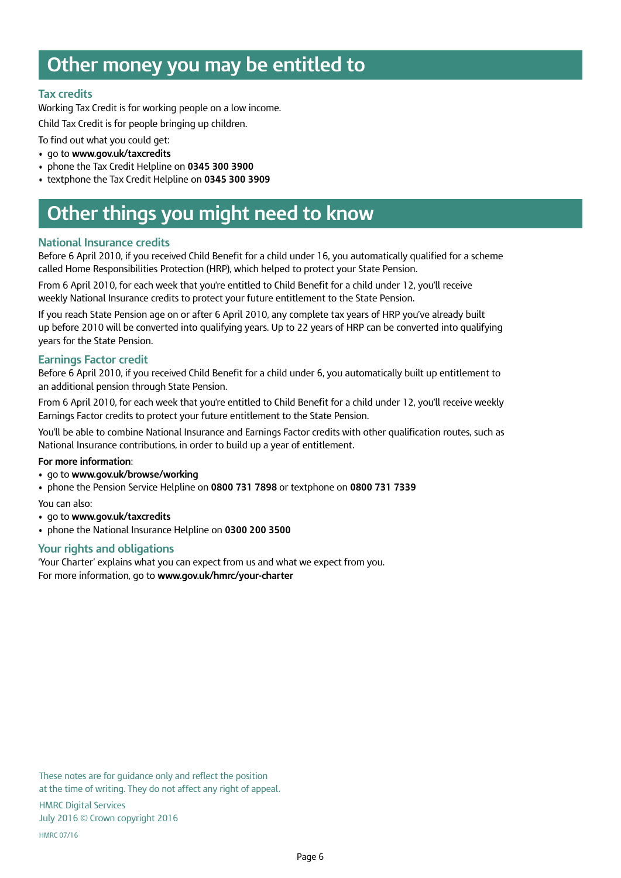## Other money you may be entitled to

### Tax credits

Working Tax Credit is for working people on a low income.

Child Tax Credit is for people bringing up children.

To find out what you could get:

- go to **www.gov.uk/taxcredits**
- phone the Tax Credit Helpline on **0345 300 3900**
- textphone the Tax Credit Helpline on **0345 300 3909**

## Other things you might need to know

### National Insurance credits

Before 6 April 2010, if you received Child Benefit for a child under 16, you automatically qualified for a scheme called Home Responsibilities Protection (HRP), which helped to protect your State Pension.

From 6 April 2010, for each week that you're entitled to Child Benefit for a child under 12, you'll receive weekly National Insurance credits to protect your future entitlement to the State Pension.

If you reach State Pension age on or after 6 April 2010, any complete tax years of HRP you've already built up before 2010 will be converted into qualifying years. Up to 22 years of HRP can be converted into qualifying years for the State Pension.

### Earnings Factor credit

Before 6 April 2010, if you received Child Benefit for a child under 6, you automatically built up entitlement to an additional pension through State Pension.

From 6 April 2010, for each week that you're entitled to Child Benefit for a child under 12, you'll receive weekly Earnings Factor credits to protect your future entitlement to the State Pension.

You'll be able to combine National Insurance and Earnings Factor credits with other qualification routes, such as National Insurance contributions, in order to build up a year of entitlement.

**For more information**:

- go to **www.gov.uk/browse/working**
- phone the Pension Service Helpline on **0800 731 7898** or textphone on **0800 731 7339**

You can also:

- go to **www.gov.uk/taxcredits**
- phone the National Insurance Helpline on **0300 200 3500**

### Your rights and obligations

'Your Charter' explains what you can expect from us and what we expect from you.
For more information, go to **www.gov.uk/hmrc/your-charter**

These notes are for guidance only and reflect the position at the time of writing. They do not affect any right of appeal.

HMRC Digital Services
July 2016 © Crown copyright 2016

HMRC 07/16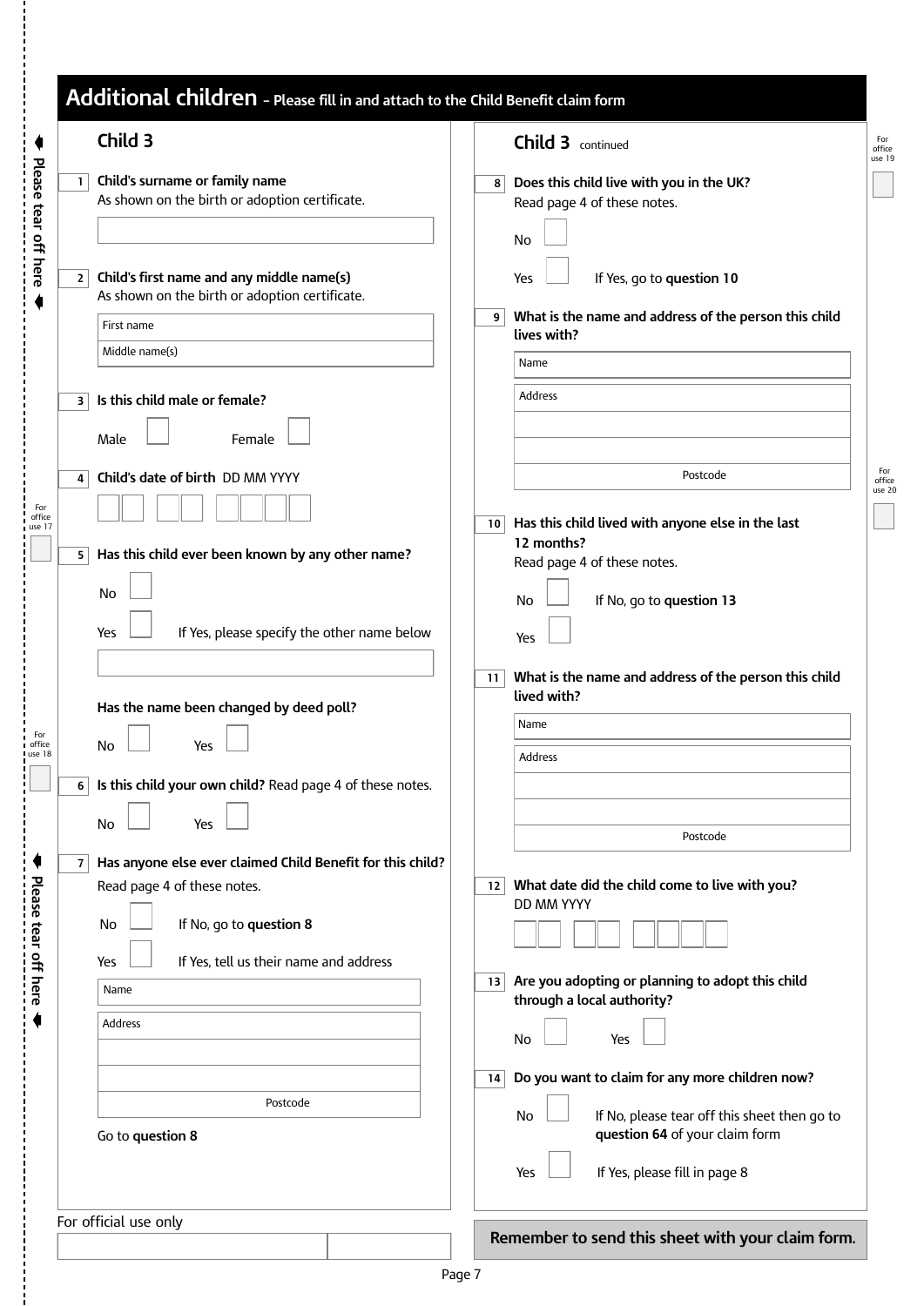# Additional children – Please fill in and attach to the Child Benefit claim form

## Child 3

**1 Child's surname or family name**
As shown on the birth or adoption certificate.

**2 Child's first name and any middle name(s)**
As shown on the birth or adoption certificate.

First name

Middle name(s)

**3 Is this child male or female?**

Male ☐ Female ☐

**4 Child's date of birth** DD MM YYYY

For office use 17

**5 Has this child ever been known by any other name?**

No ☐

Yes ☐ If Yes, please specify the other name below

**Has the name been changed by deed poll?**

No ☐ Yes ☐

For office use 18

**6 Is this child your own child?** Read page 4 of these notes.

No ☐ Yes ☐

**7 Has anyone else ever claimed Child Benefit for this child?**
Read page 4 of these notes.

No ☐ If No, go to **question 8**

Yes ☐ If Yes, tell us their name and address

Name

Address

Postcode

Go to **question 8**

## Child 3 continued

For office use 19

**8 Does this child live with you in the UK?**
Read page 4 of these notes.

No ☐

Yes ☐ If Yes, go to **question 10**

**9 What is the name and address of the person this child lives with?**

Name

Address

Postcode

For office use 20

**10 Has this child lived with anyone else in the last 12 months?**
Read page 4 of these notes.

No ☐ If No, go to **question 13**

Yes ☐

**11 What is the name and address of the person this child lived with?**

Name

Address

Postcode

**12 What date did the child come to live with you?**
DD MM YYYY

**13 Are you adopting or planning to adopt this child through a local authority?**

No ☐ Yes ☐

**14 Do you want to claim for any more children now?**

No ☐ If No, please tear off this sheet then go to **question 64** of your claim form

Yes ☐ If Yes, please fill in page 8

For official use only

**Remember to send this sheet with your claim form.**

Please tear off here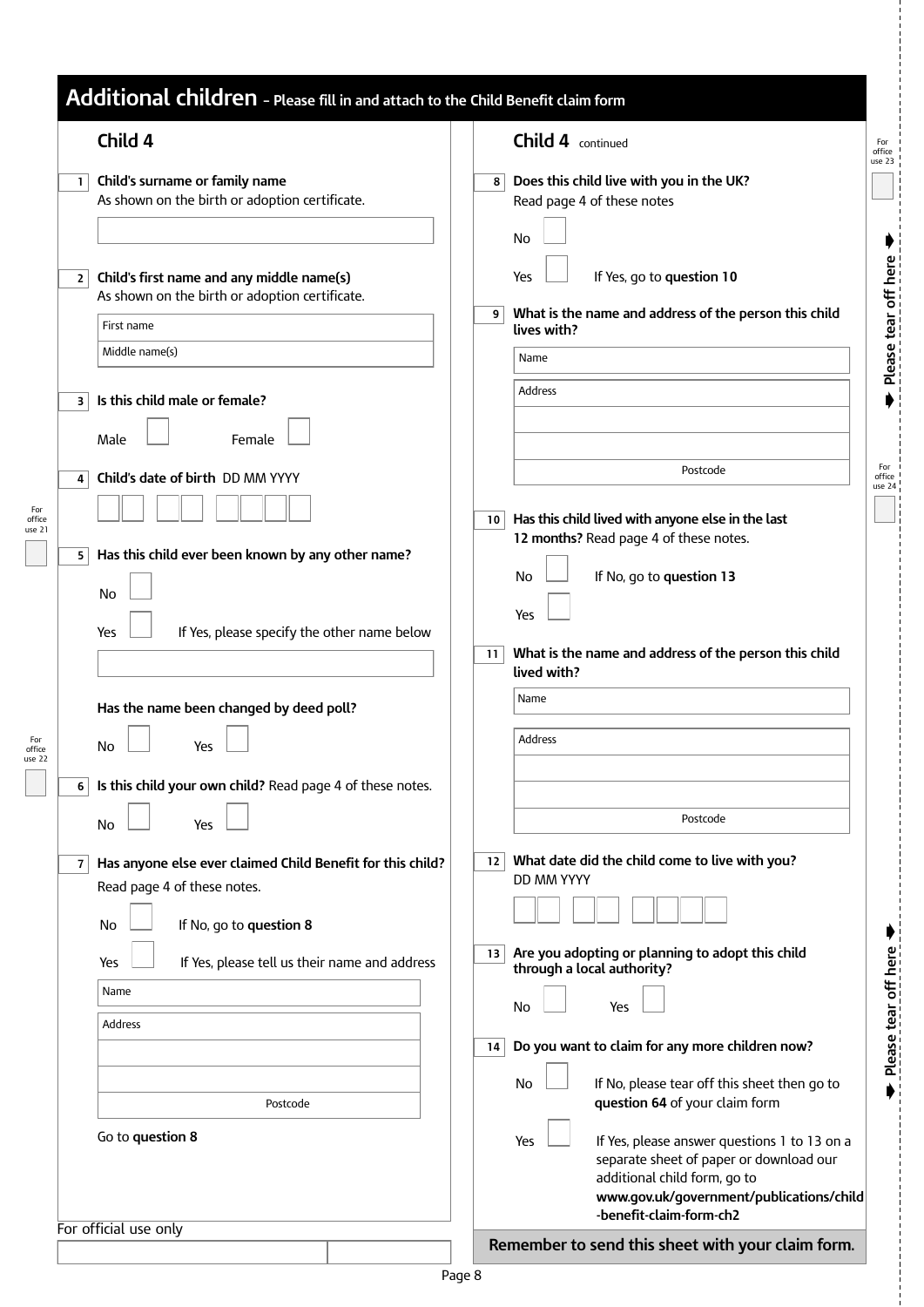# Additional children – Please fill in and attach to the Child Benefit claim form

## Child 4

**1** **Child's surname or family name**
As shown on the birth or adoption certificate.

**2** **Child's first name and any middle name(s)**
As shown on the birth or adoption certificate.

First name

Middle name(s)

**3** **Is this child male or female?**

Male ☐ Female ☐

**4** **Child's date of birth** DD MM YYYY

For office use 21

**5** **Has this child ever been known by any other name?**

No ☐

Yes ☐ If Yes, please specify the other name below

**Has the name been changed by deed poll?**

For office use 22

No ☐ Yes ☐

**6** **Is this child your own child?** Read page 4 of these notes.

No ☐ Yes ☐

**7** **Has anyone else ever claimed Child Benefit for this child?**
Read page 4 of these notes.

No ☐ If No, go to **question 8**

Yes ☐ If Yes, please tell us their name and address

Name

Address

Postcode

Go to **question 8**

For official use only

## Child 4 continued

For office use 23

**8** **Does this child live with you in the UK?**
Read page 4 of these notes

No ☐

Yes ☐ If Yes, go to **question 10**

**9** **What is the name and address of the person this child lives with?**

Name

Address

Postcode

For office use 24

**10** **Has this child lived with anyone else in the last 12 months?** Read page 4 of these notes.

No ☐ If No, go to **question 13**

Yes ☐

**11** **What is the name and address of the person this child lived with?**

Name

Address

Postcode

**12** **What date did the child come to live with you?**
DD MM YYYY

**13** **Are you adopting or planning to adopt this child through a local authority?**

No ☐ Yes ☐

**14** **Do you want to claim for any more children now?**

No ☐ If No, please tear off this sheet then go to **question 64** of your claim form

Yes ☐ If Yes, please answer questions 1 to 13 on a separate sheet of paper or download our additional child form, go to **www.gov.uk/government/publications/child-benefit-claim-form-ch2**

**Remember to send this sheet with your claim form.**

Please tear off here

Please tear off here